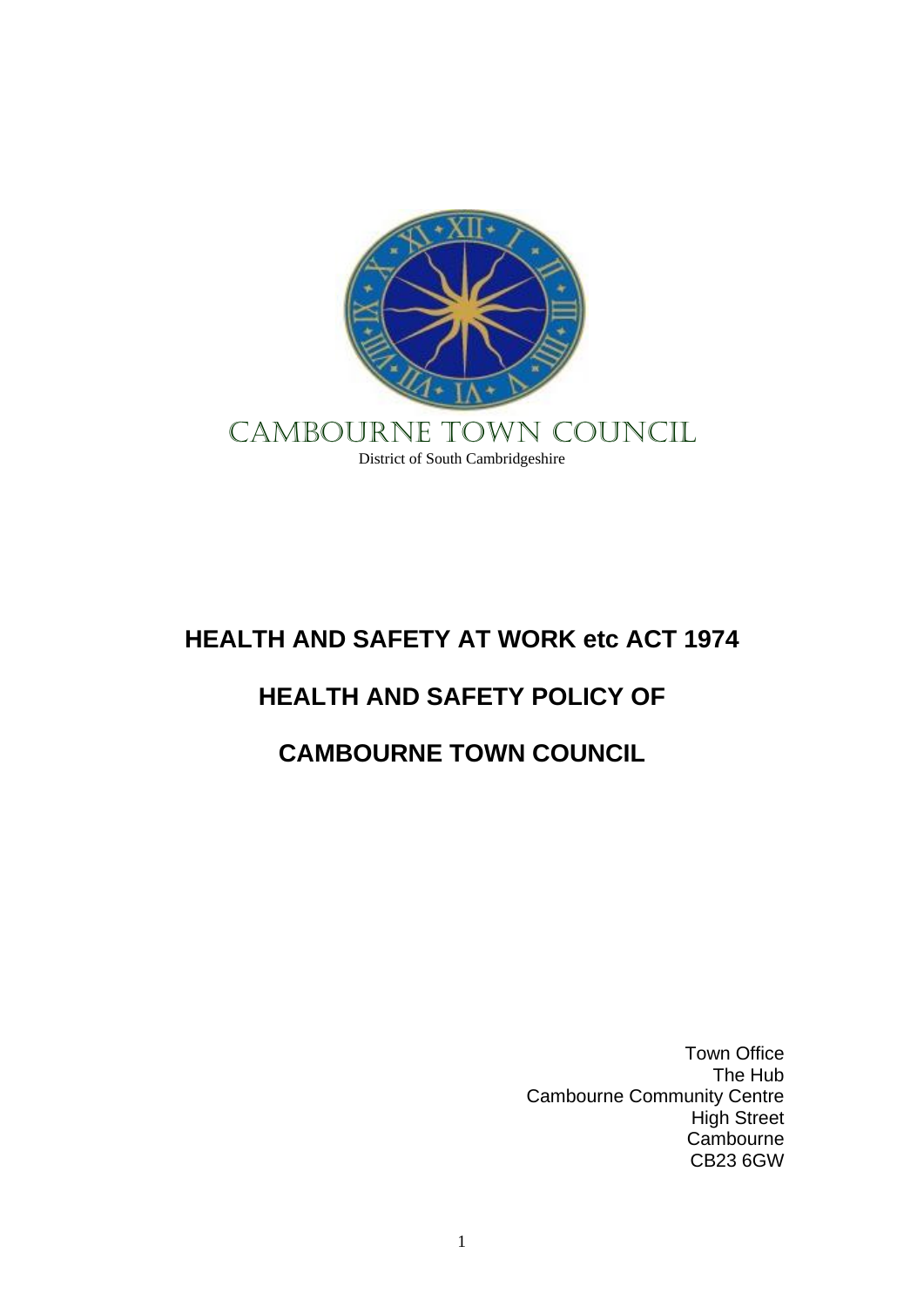CAMBOURNE TOWN COUNCIL

District of South Cambridgeshire

# HEALTH AND SAFETY AT WORK etc ACT 1974

# HEALTH AND SAFETY POLICY OF

# CAMBOURNE TOWN COUNCIL

Town Office
The Hub
Cambourne Community Centre
High Street
Cambourne
CB23 6GW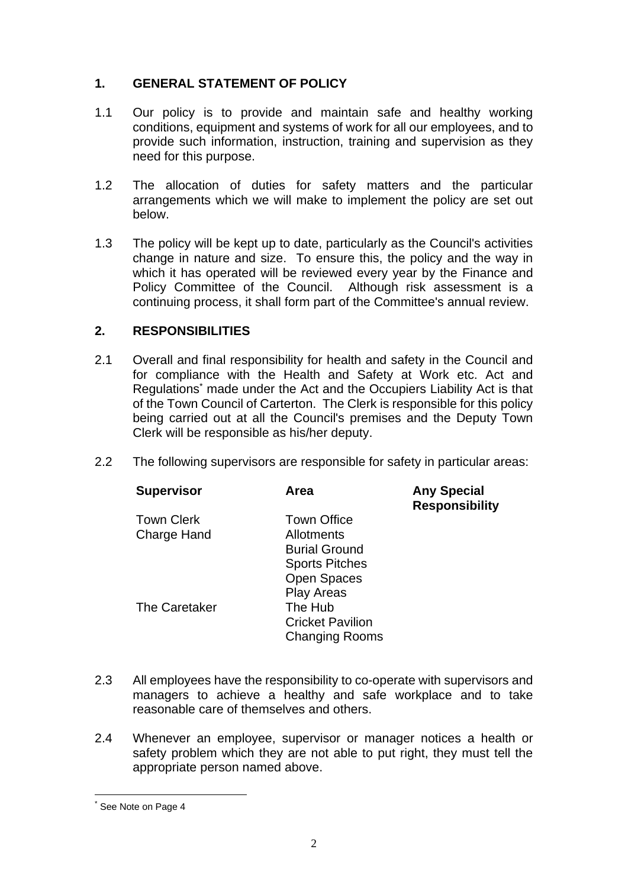## 1. GENERAL STATEMENT OF POLICY

1.1 Our policy is to provide and maintain safe and healthy working conditions, equipment and systems of work for all our employees, and to provide such information, instruction, training and supervision as they need for this purpose.

1.2 The allocation of duties for safety matters and the particular arrangements which we will make to implement the policy are set out below.

1.3 The policy will be kept up to date, particularly as the Council's activities change in nature and size. To ensure this, the policy and the way in which it has operated will be reviewed every year by the Finance and Policy Committee of the Council. Although risk assessment is a continuing process, it shall form part of the Committee's annual review.

## 2. RESPONSIBILITIES

2.1 Overall and final responsibility for health and safety in the Council and for compliance with the Health and Safety at Work etc. Act and Regulations* made under the Act and the Occupiers Liability Act is that of the Town Council of Carterton. The Clerk is responsible for this policy being carried out at all the Council's premises and the Deputy Town Clerk will be responsible as his/her deputy.

2.2 The following supervisors are responsible for safety in particular areas:

| Supervisor | Area | Any Special Responsibility |
|---|---|---|
| Town Clerk | Town Office | |
| Charge Hand | Allotments | |
| | Burial Ground | |
| | Sports Pitches | |
| | Open Spaces | |
| | Play Areas | |
| The Caretaker | The Hub | |
| | Cricket Pavilion | |
| | Changing Rooms | |

2.3 All employees have the responsibility to co-operate with supervisors and managers to achieve a healthy and safe workplace and to take reasonable care of themselves and others.

2.4 Whenever an employee, supervisor or manager notices a health or safety problem which they are not able to put right, they must tell the appropriate person named above.

---

* See Note on Page 4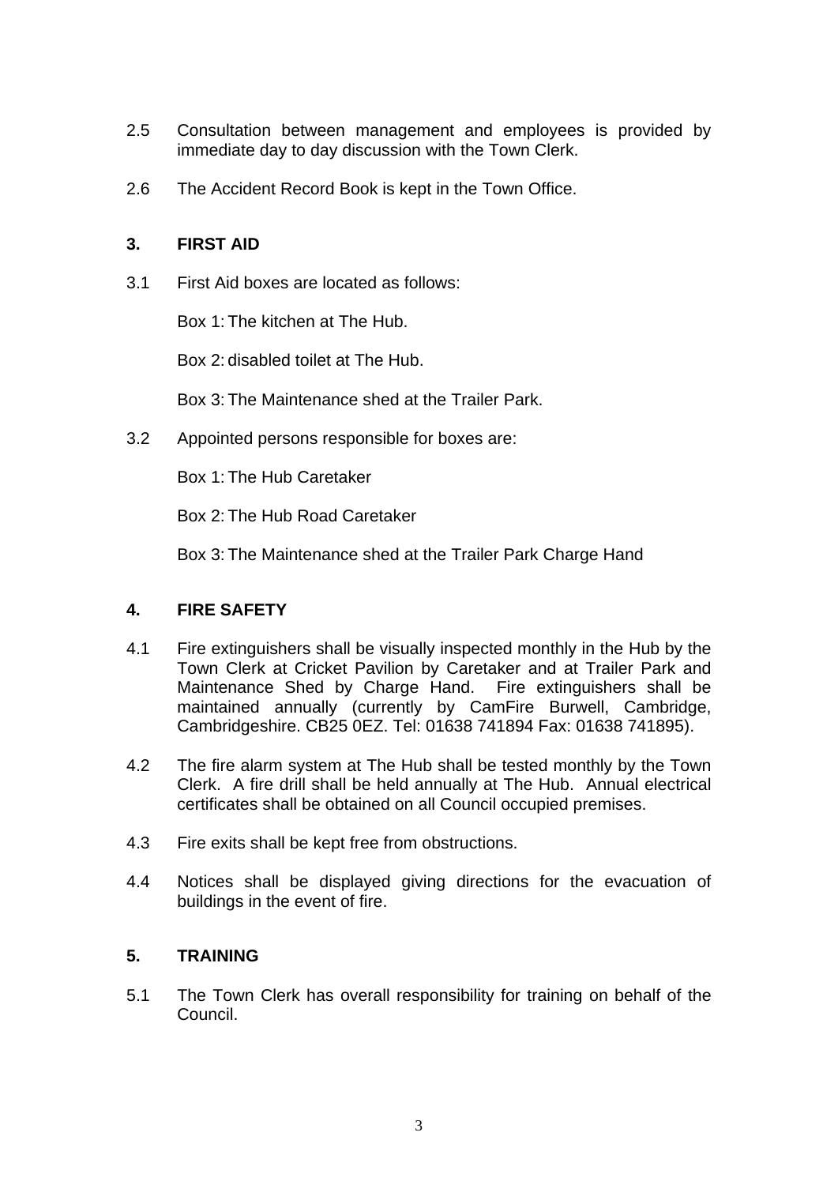2.5 Consultation between management and employees is provided by immediate day to day discussion with the Town Clerk.

2.6 The Accident Record Book is kept in the Town Office.

## 3. FIRST AID

3.1 First Aid boxes are located as follows:

Box 1: The kitchen at The Hub.

Box 2: disabled toilet at The Hub.

Box 3: The Maintenance shed at the Trailer Park.

3.2 Appointed persons responsible for boxes are:

Box 1: The Hub Caretaker

Box 2: The Hub Road Caretaker

Box 3: The Maintenance shed at the Trailer Park Charge Hand

## 4. FIRE SAFETY

4.1 Fire extinguishers shall be visually inspected monthly in the Hub by the Town Clerk at Cricket Pavilion by Caretaker and at Trailer Park and Maintenance Shed by Charge Hand. Fire extinguishers shall be maintained annually (currently by CamFire Burwell, Cambridge, Cambridgeshire. CB25 0EZ. Tel: 01638 741894 Fax: 01638 741895).

4.2 The fire alarm system at The Hub shall be tested monthly by the Town Clerk. A fire drill shall be held annually at The Hub. Annual electrical certificates shall be obtained on all Council occupied premises.

4.3 Fire exits shall be kept free from obstructions.

4.4 Notices shall be displayed giving directions for the evacuation of buildings in the event of fire.

## 5. TRAINING

5.1 The Town Clerk has overall responsibility for training on behalf of the Council.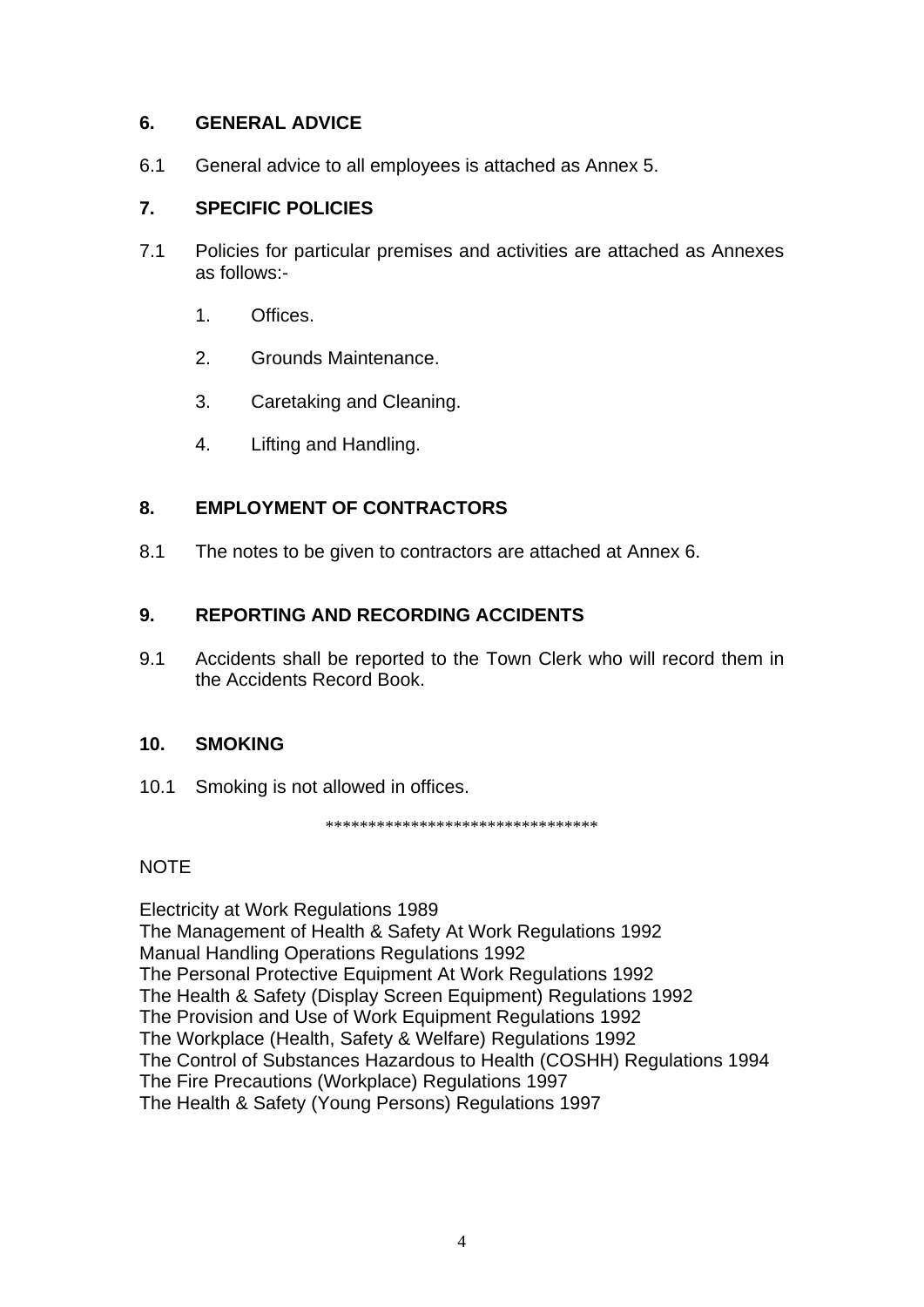## 6. GENERAL ADVICE

6.1 General advice to all employees is attached as Annex 5.

## 7. SPECIFIC POLICIES

7.1 Policies for particular premises and activities are attached as Annexes as follows:-

1. Offices.
2. Grounds Maintenance.
3. Caretaking and Cleaning.
4. Lifting and Handling.

## 8. EMPLOYMENT OF CONTRACTORS

8.1 The notes to be given to contractors are attached at Annex 6.

## 9. REPORTING AND RECORDING ACCIDENTS

9.1 Accidents shall be reported to the Town Clerk who will record them in the Accidents Record Book.

## 10. SMOKING

10.1 Smoking is not allowed in offices.

********************************

NOTE

Electricity at Work Regulations 1989
The Management of Health & Safety At Work Regulations 1992
Manual Handling Operations Regulations 1992
The Personal Protective Equipment At Work Regulations 1992
The Health & Safety (Display Screen Equipment) Regulations 1992
The Provision and Use of Work Equipment Regulations 1992
The Workplace (Health, Safety & Welfare) Regulations 1992
The Control of Substances Hazardous to Health (COSHH) Regulations 1994
The Fire Precautions (Workplace) Regulations 1997
The Health & Safety (Young Persons) Regulations 1997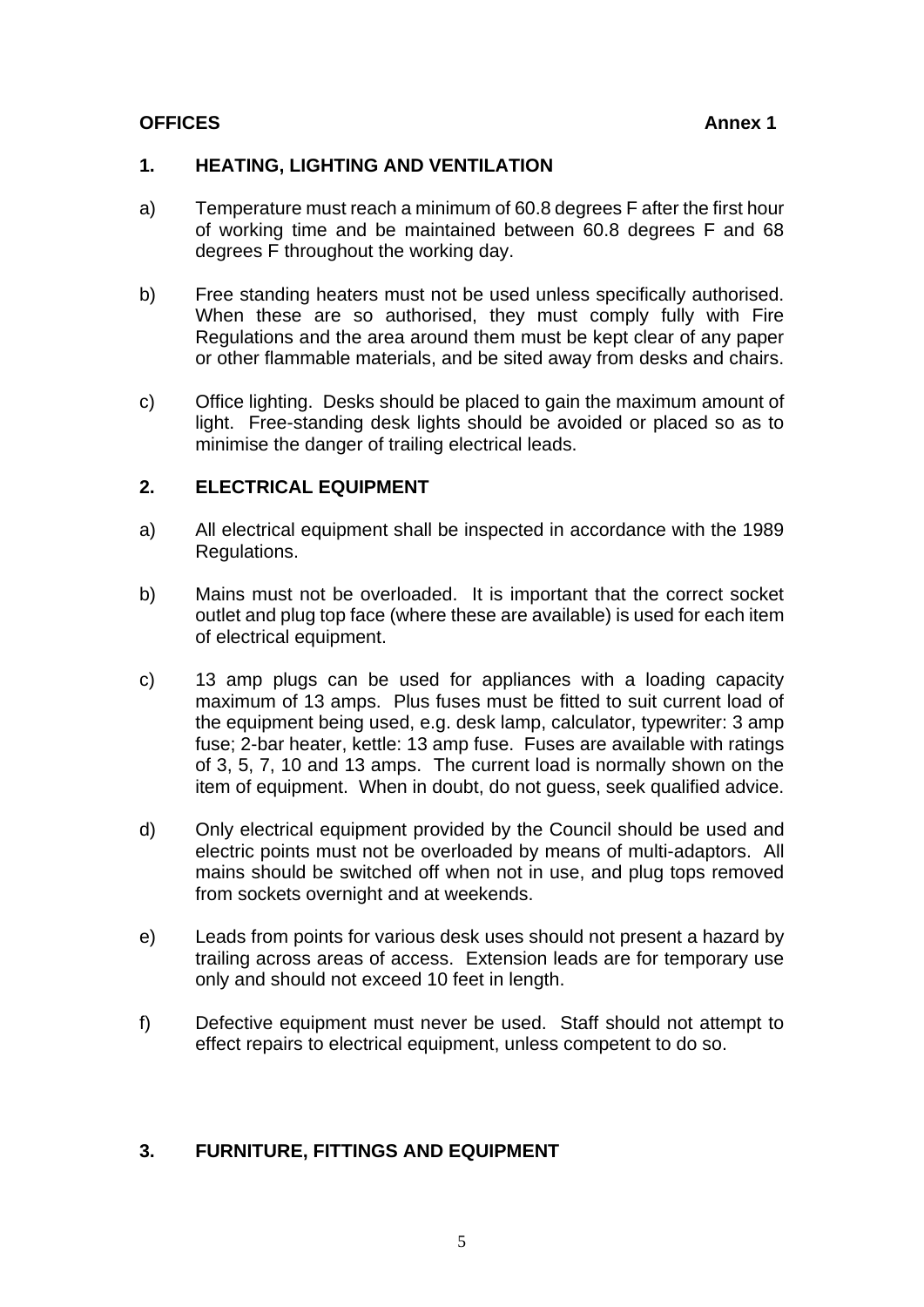**OFFICES** **Annex 1**

## 1. HEATING, LIGHTING AND VENTILATION

a) Temperature must reach a minimum of 60.8 degrees F after the first hour of working time and be maintained between 60.8 degrees F and 68 degrees F throughout the working day.

b) Free standing heaters must not be used unless specifically authorised. When these are so authorised, they must comply fully with Fire Regulations and the area around them must be kept clear of any paper or other flammable materials, and be sited away from desks and chairs.

c) Office lighting. Desks should be placed to gain the maximum amount of light. Free-standing desk lights should be avoided or placed so as to minimise the danger of trailing electrical leads.

## 2. ELECTRICAL EQUIPMENT

a) All electrical equipment shall be inspected in accordance with the 1989 Regulations.

b) Mains must not be overloaded. It is important that the correct socket outlet and plug top face (where these are available) is used for each item of electrical equipment.

c) 13 amp plugs can be used for appliances with a loading capacity maximum of 13 amps. Plus fuses must be fitted to suit current load of the equipment being used, e.g. desk lamp, calculator, typewriter: 3 amp fuse; 2-bar heater, kettle: 13 amp fuse. Fuses are available with ratings of 3, 5, 7, 10 and 13 amps. The current load is normally shown on the item of equipment. When in doubt, do not guess, seek qualified advice.

d) Only electrical equipment provided by the Council should be used and electric points must not be overloaded by means of multi-adaptors. All mains should be switched off when not in use, and plug tops removed from sockets overnight and at weekends.

e) Leads from points for various desk uses should not present a hazard by trailing across areas of access. Extension leads are for temporary use only and should not exceed 10 feet in length.

f) Defective equipment must never be used. Staff should not attempt to effect repairs to electrical equipment, unless competent to do so.

## 3. FURNITURE, FITTINGS AND EQUIPMENT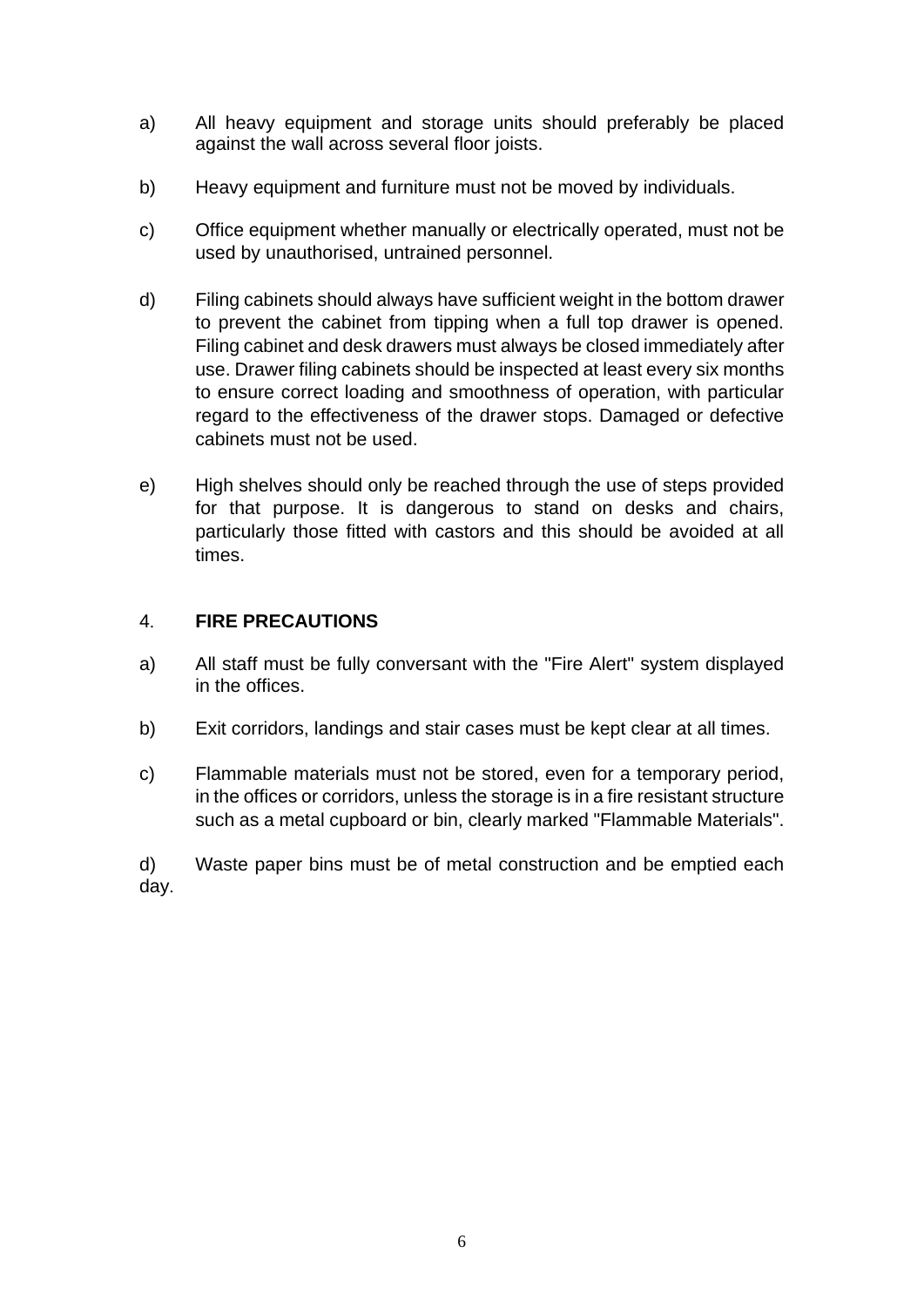a) All heavy equipment and storage units should preferably be placed against the wall across several floor joists.

b) Heavy equipment and furniture must not be moved by individuals.

c) Office equipment whether manually or electrically operated, must not be used by unauthorised, untrained personnel.

d) Filing cabinets should always have sufficient weight in the bottom drawer to prevent the cabinet from tipping when a full top drawer is opened. Filing cabinet and desk drawers must always be closed immediately after use. Drawer filing cabinets should be inspected at least every six months to ensure correct loading and smoothness of operation, with particular regard to the effectiveness of the drawer stops. Damaged or defective cabinets must not be used.

e) High shelves should only be reached through the use of steps provided for that purpose. It is dangerous to stand on desks and chairs, particularly those fitted with castors and this should be avoided at all times.

## 4. FIRE PRECAUTIONS

a) All staff must be fully conversant with the "Fire Alert" system displayed in the offices.

b) Exit corridors, landings and stair cases must be kept clear at all times.

c) Flammable materials must not be stored, even for a temporary period, in the offices or corridors, unless the storage is in a fire resistant structure such as a metal cupboard or bin, clearly marked "Flammable Materials".

d) Waste paper bins must be of metal construction and be emptied each day.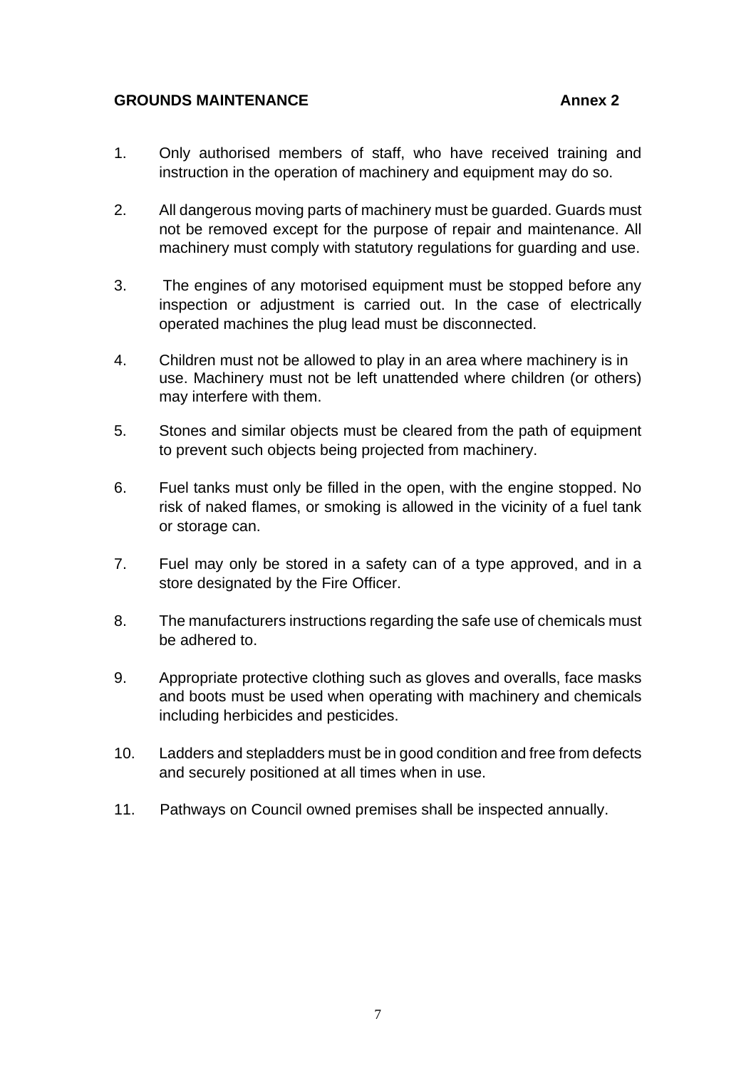**GROUNDS MAINTENANCE** **Annex 2**

1. Only authorised members of staff, who have received training and instruction in the operation of machinery and equipment may do so.

2. All dangerous moving parts of machinery must be guarded. Guards must not be removed except for the purpose of repair and maintenance. All machinery must comply with statutory regulations for guarding and use.

3. The engines of any motorised equipment must be stopped before any inspection or adjustment is carried out. In the case of electrically operated machines the plug lead must be disconnected.

4. Children must not be allowed to play in an area where machinery is in use. Machinery must not be left unattended where children (or others) may interfere with them.

5. Stones and similar objects must be cleared from the path of equipment to prevent such objects being projected from machinery.

6. Fuel tanks must only be filled in the open, with the engine stopped. No risk of naked flames, or smoking is allowed in the vicinity of a fuel tank or storage can.

7. Fuel may only be stored in a safety can of a type approved, and in a store designated by the Fire Officer.

8. The manufacturers instructions regarding the safe use of chemicals must be adhered to.

9. Appropriate protective clothing such as gloves and overalls, face masks and boots must be used when operating with machinery and chemicals including herbicides and pesticides.

10. Ladders and stepladders must be in good condition and free from defects and securely positioned at all times when in use.

11. Pathways on Council owned premises shall be inspected annually.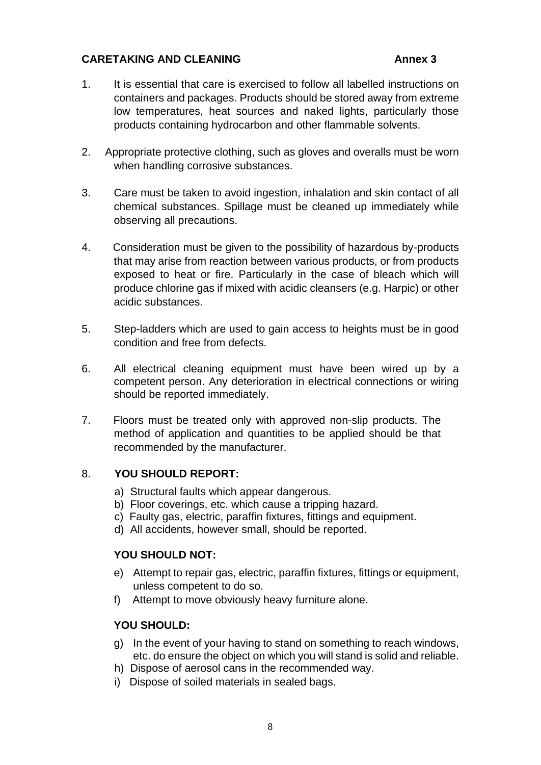**CARETAKING AND CLEANING** **Annex 3**

1. It is essential that care is exercised to follow all labelled instructions on containers and packages. Products should be stored away from extreme low temperatures, heat sources and naked lights, particularly those products containing hydrocarbon and other flammable solvents.

2. Appropriate protective clothing, such as gloves and overalls must be worn when handling corrosive substances.

3. Care must be taken to avoid ingestion, inhalation and skin contact of all chemical substances. Spillage must be cleaned up immediately while observing all precautions.

4. Consideration must be given to the possibility of hazardous by-products that may arise from reaction between various products, or from products exposed to heat or fire. Particularly in the case of bleach which will produce chlorine gas if mixed with acidic cleansers (e.g. Harpic) or other acidic substances.

5. Step-ladders which are used to gain access to heights must be in good condition and free from defects.

6. All electrical cleaning equipment must have been wired up by a competent person. Any deterioration in electrical connections or wiring should be reported immediately.

7. Floors must be treated only with approved non-slip products. The method of application and quantities to be applied should be that recommended by the manufacturer.

8. **YOU SHOULD REPORT:**

   a) Structural faults which appear dangerous.
   b) Floor coverings, etc. which cause a tripping hazard.
   c) Faulty gas, electric, paraffin fixtures, fittings and equipment.
   d) All accidents, however small, should be reported.

   **YOU SHOULD NOT:**

   e) Attempt to repair gas, electric, paraffin fixtures, fittings or equipment, unless competent to do so.
   f) Attempt to move obviously heavy furniture alone.

   **YOU SHOULD:**

   g) In the event of your having to stand on something to reach windows, etc. do ensure the object on which you will stand is solid and reliable.
   h) Dispose of aerosol cans in the recommended way.
   i) Dispose of soiled materials in sealed bags.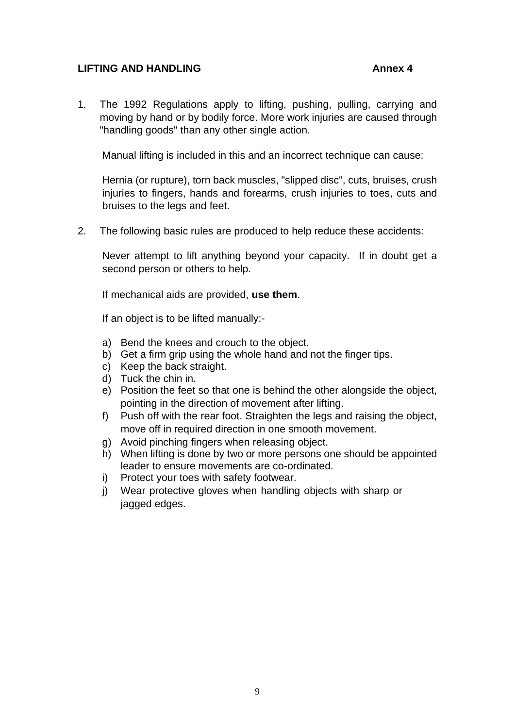## LIFTING AND HANDLING — Annex 4

1. The 1992 Regulations apply to lifting, pushing, pulling, carrying and moving by hand or by bodily force. More work injuries are caused through "handling goods" than any other single action.

   Manual lifting is included in this and an incorrect technique can cause:

   Hernia (or rupture), torn back muscles, "slipped disc", cuts, bruises, crush injuries to fingers, hands and forearms, crush injuries to toes, cuts and bruises to the legs and feet.

2. The following basic rules are produced to help reduce these accidents:

   Never attempt to lift anything beyond your capacity. If in doubt get a second person or others to help.

   If mechanical aids are provided, **use them**.

   If an object is to be lifted manually:-

   a) Bend the knees and crouch to the object.
   b) Get a firm grip using the whole hand and not the finger tips.
   c) Keep the back straight.
   d) Tuck the chin in.
   e) Position the feet so that one is behind the other alongside the object, pointing in the direction of movement after lifting.
   f) Push off with the rear foot. Straighten the legs and raising the object, move off in required direction in one smooth movement.
   g) Avoid pinching fingers when releasing object.
   h) When lifting is done by two or more persons one should be appointed leader to ensure movements are co-ordinated.
   i) Protect your toes with safety footwear.
   j) Wear protective gloves when handling objects with sharp or jagged edges.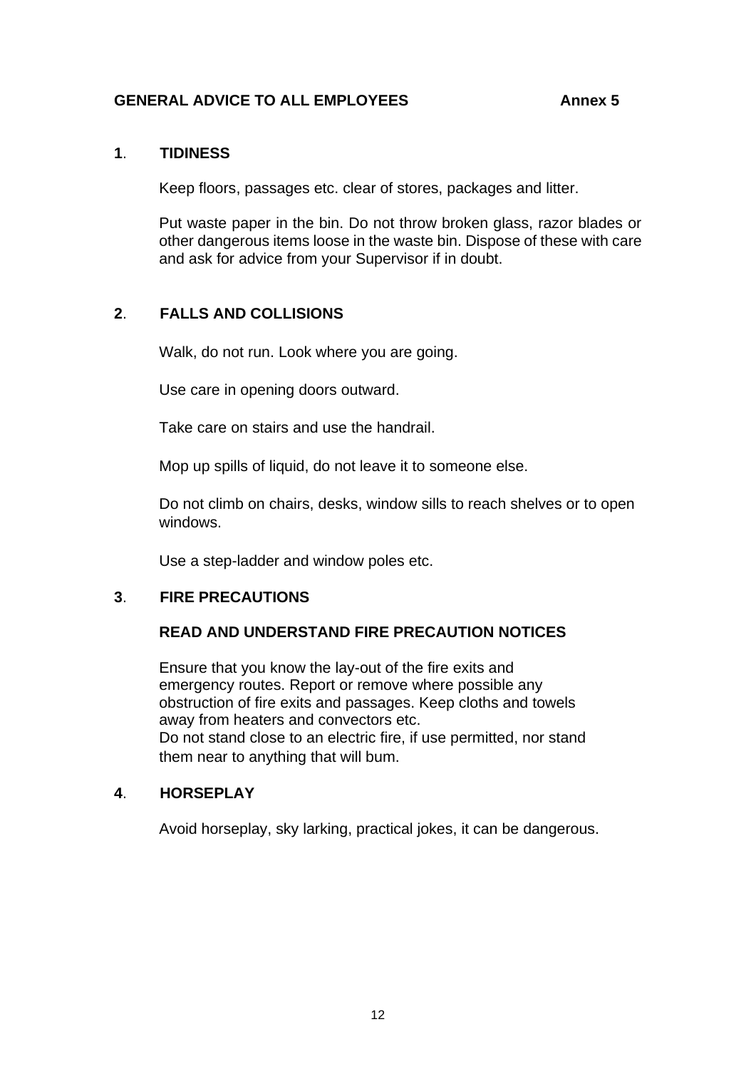## GENERAL ADVICE TO ALL EMPLOYEES **Annex 5**

### 1. TIDINESS

Keep floors, passages etc. clear of stores, packages and litter.

Put waste paper in the bin. Do not throw broken glass, razor blades or other dangerous items loose in the waste bin. Dispose of these with care and ask for advice from your Supervisor if in doubt.

### 2. FALLS AND COLLISIONS

Walk, do not run. Look where you are going.

Use care in opening doors outward.

Take care on stairs and use the handrail.

Mop up spills of liquid, do not leave it to someone else.

Do not climb on chairs, desks, window sills to reach shelves or to open windows.

Use a step-ladder and window poles etc.

### 3. FIRE PRECAUTIONS

**READ AND UNDERSTAND FIRE PRECAUTION NOTICES**

Ensure that you know the lay-out of the fire exits and emergency routes. Report or remove where possible any obstruction of fire exits and passages. Keep cloths and towels away from heaters and convectors etc.
Do not stand close to an electric fire, if use permitted, nor stand them near to anything that will bum.

### 4. HORSEPLAY

Avoid horseplay, sky larking, practical jokes, it can be dangerous.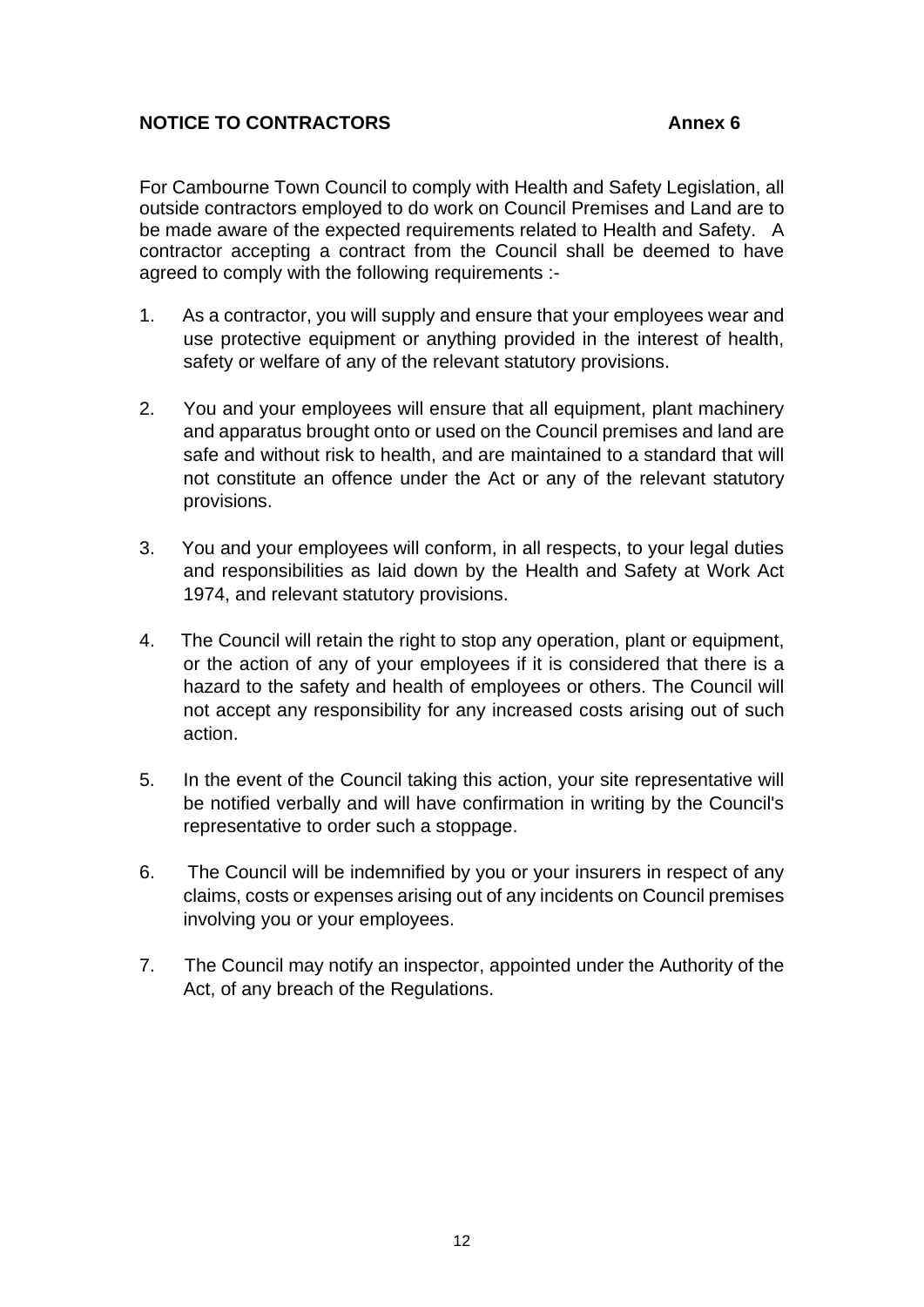**NOTICE TO CONTRACTORS** **Annex 6**

For Cambourne Town Council to comply with Health and Safety Legislation, all outside contractors employed to do work on Council Premises and Land are to be made aware of the expected requirements related to Health and Safety. A contractor accepting a contract from the Council shall be deemed to have agreed to comply with the following requirements :-

1. As a contractor, you will supply and ensure that your employees wear and use protective equipment or anything provided in the interest of health, safety or welfare of any of the relevant statutory provisions.

2. You and your employees will ensure that all equipment, plant machinery and apparatus brought onto or used on the Council premises and land are safe and without risk to health, and are maintained to a standard that will not constitute an offence under the Act or any of the relevant statutory provisions.

3. You and your employees will conform, in all respects, to your legal duties and responsibilities as laid down by the Health and Safety at Work Act 1974, and relevant statutory provisions.

4. The Council will retain the right to stop any operation, plant or equipment, or the action of any of your employees if it is considered that there is a hazard to the safety and health of employees or others. The Council will not accept any responsibility for any increased costs arising out of such action.

5. In the event of the Council taking this action, your site representative will be notified verbally and will have confirmation in writing by the Council's representative to order such a stoppage.

6. The Council will be indemnified by you or your insurers in respect of any claims, costs or expenses arising out of any incidents on Council premises involving you or your employees.

7. The Council may notify an inspector, appointed under the Authority of the Act, of any breach of the Regulations.